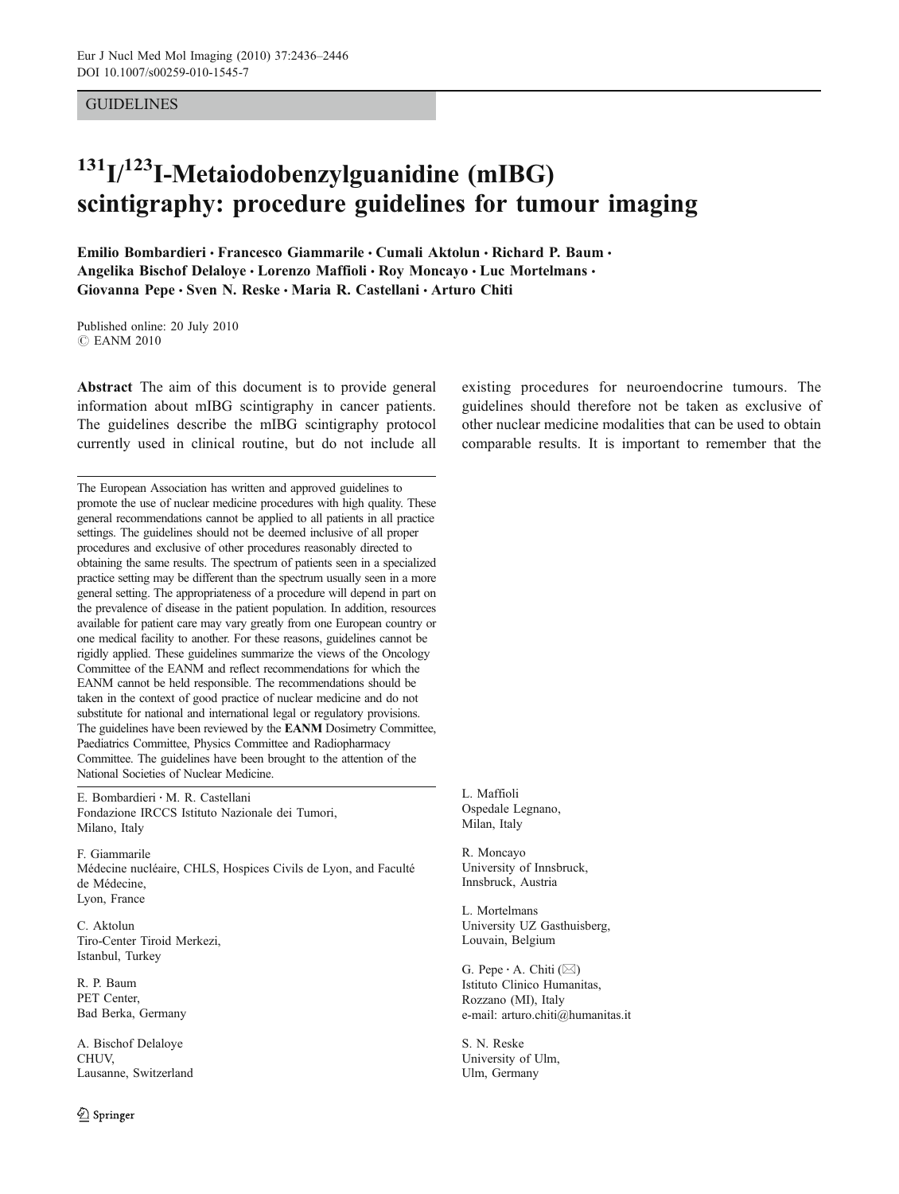GUIDELINES

# $^{131}$I/$^{123}$I-Metaiodobenzylguanidine (mIBG) scintigraphy: procedure guidelines for tumour imaging

**Emilio Bombardieri · Francesco Giammarile · Cumali Aktolun · Richard P. Baum · Angelika Bischof Delaloye · Lorenzo Maffioli · Roy Moncayo · Luc Mortelmans · Giovanna Pepe · Sven N. Reske · Maria R. Castellani · Arturo Chiti**

Published online: 20 July 2010
© EANM 2010

**Abstract** The aim of this document is to provide general information about mIBG scintigraphy in cancer patients. The guidelines describe the mIBG scintigraphy protocol currently used in clinical routine, but do not include all existing procedures for neuroendocrine tumours. The guidelines should therefore not be taken as exclusive of other nuclear medicine modalities that can be used to obtain comparable results. It is important to remember that the

The European Association has written and approved guidelines to promote the use of nuclear medicine procedures with high quality. These general recommendations cannot be applied to all patients in all practice settings. The guidelines should not be deemed inclusive of all proper procedures and exclusive of other procedures reasonably directed to obtaining the same results. The spectrum of patients seen in a specialized practice setting may be different than the spectrum usually seen in a more general setting. The appropriateness of a procedure will depend in part on the prevalence of disease in the patient population. In addition, resources available for patient care may vary greatly from one European country or one medical facility to another. For these reasons, guidelines cannot be rigidly applied. These guidelines summarize the views of the Oncology Committee of the EANM and reflect recommendations for which the EANM cannot be held responsible. The recommendations should be taken in the context of good practice of nuclear medicine and do not substitute for national and international legal or regulatory provisions. The guidelines have been reviewed by the **EANM** Dosimetry Committee, Paediatrics Committee, Physics Committee and Radiopharmacy Committee. The guidelines have been brought to the attention of the National Societies of Nuclear Medicine.

E. Bombardieri · M. R. Castellani
Fondazione IRCCS Istituto Nazionale dei Tumori,
Milano, Italy

F. Giammarile
Médecine nucléaire, CHLS, Hospices Civils de Lyon, and Faculté de Médecine,
Lyon, France

C. Aktolun
Tiro-Center Tiroid Merkezi,
Istanbul, Turkey

R. P. Baum
PET Center,
Bad Berka, Germany

A. Bischof Delaloye
CHUV,
Lausanne, Switzerland

L. Maffioli
Ospedale Legnano,
Milan, Italy

R. Moncayo
University of Innsbruck,
Innsbruck, Austria

L. Mortelmans
University UZ Gasthuisberg,
Louvain, Belgium

G. Pepe · A. Chiti (✉)
Istituto Clinico Humanitas,
Rozzano (MI), Italy
e-mail: arturo.chiti@humanitas.it

S. N. Reske
University of Ulm,
Ulm, Germany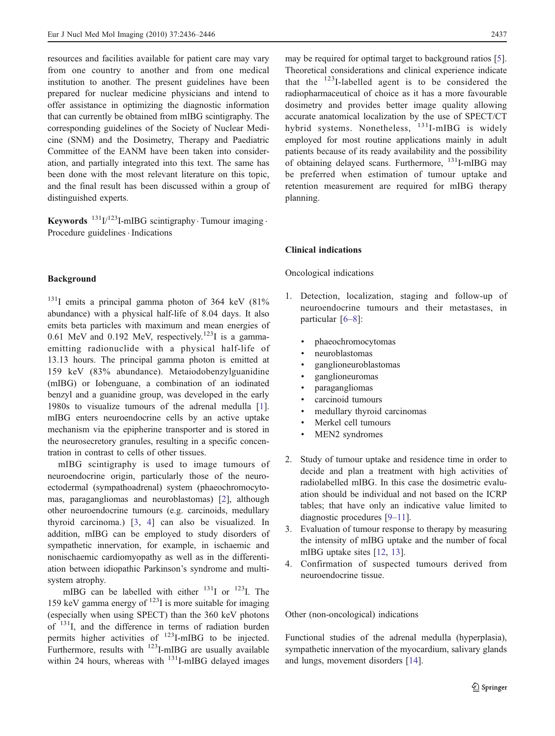resources and facilities available for patient care may vary from one country to another and from one medical institution to another. The present guidelines have been prepared for nuclear medicine physicians and intend to offer assistance in optimizing the diagnostic information that can currently be obtained from mIBG scintigraphy. The corresponding guidelines of the Society of Nuclear Medicine (SNM) and the Dosimetry, Therapy and Paediatric Committee of the EANM have been taken into consideration, and partially integrated into this text. The same has been done with the most relevant literature on this topic, and the final result has been discussed within a group of distinguished experts.

**Keywords** $^{131}$I/$^{123}$I-mIBG scintigraphy · Tumour imaging · Procedure guidelines · Indications

## Background

$^{131}$I emits a principal gamma photon of 364 keV (81% abundance) with a physical half-life of 8.04 days. It also emits beta particles with maximum and mean energies of 0.61 MeV and 0.192 MeV, respectively. $^{123}$I is a gamma-emitting radionuclide with a physical half-life of 13.13 hours. The principal gamma photon is emitted at 159 keV (83% abundance). Metaiodobenzylguanidine (mIBG) or Iobenguane, a combination of an iodinated benzyl and a guanidine group, was developed in the early 1980s to visualize tumours of the adrenal medulla [1]. mIBG enters neuroendocrine cells by an active uptake mechanism via the epipherine transporter and is stored in the neurosecretory granules, resulting in a specific concentration in contrast to cells of other tissues.

mIBG scintigraphy is used to image tumours of neuroendocrine origin, particularly those of the neuroectodermal (sympathoadrenal) system (phaeochromocytomas, paragangliomas and neuroblastomas) [2], although other neuroendocrine tumours (e.g. carcinoids, medullary thyroid carcinoma.) [3, 4] can also be visualized. In addition, mIBG can be employed to study disorders of sympathetic innervation, for example, in ischaemic and nonischaemic cardiomyopathy as well as in the differentiation between idiopathic Parkinson's syndrome and multisystem atrophy.

mIBG can be labelled with either $^{131}$I or $^{123}$I. The 159 keV gamma energy of $^{123}$I is more suitable for imaging (especially when using SPECT) than the 360 keV photons of $^{131}$I, and the difference in terms of radiation burden permits higher activities of $^{123}$I-mIBG to be injected. Furthermore, results with $^{123}$I-mIBG are usually available within 24 hours, whereas with $^{131}$I-mIBG delayed images may be required for optimal target to background ratios [5]. Theoretical considerations and clinical experience indicate that the $^{123}$I-labelled agent is to be considered the radiopharmaceutical of choice as it has a more favourable dosimetry and provides better image quality allowing accurate anatomical localization by the use of SPECT/CT hybrid systems. Nonetheless, $^{131}$I-mIBG is widely employed for most routine applications mainly in adult patients because of its ready availability and the possibility of obtaining delayed scans. Furthermore, $^{131}$I-mIBG may be preferred when estimation of tumour uptake and retention measurement are required for mIBG therapy planning.

## Clinical indications

### Oncological indications

1. Detection, localization, staging and follow-up of neuroendocrine tumours and their metastases, in particular [6–8]:
   - phaeochromocytomas
   - neuroblastomas
   - ganglioneuroblastomas
   - ganglioneuromas
   - paragangliomas
   - carcinoid tumours
   - medullary thyroid carcinomas
   - Merkel cell tumours
   - MEN2 syndromes
2. Study of tumour uptake and residence time in order to decide and plan a treatment with high activities of radiolabelled mIBG. In this case the dosimetric evaluation should be individual and not based on the ICRP tables; that have only an indicative value limited to diagnostic procedures [9–11].
3. Evaluation of tumour response to therapy by measuring the intensity of mIBG uptake and the number of focal mIBG uptake sites [12, 13].
4. Confirmation of suspected tumours derived from neuroendocrine tissue.

### Other (non-oncological) indications

Functional studies of the adrenal medulla (hyperplasia), sympathetic innervation of the myocardium, salivary glands and lungs, movement disorders [14].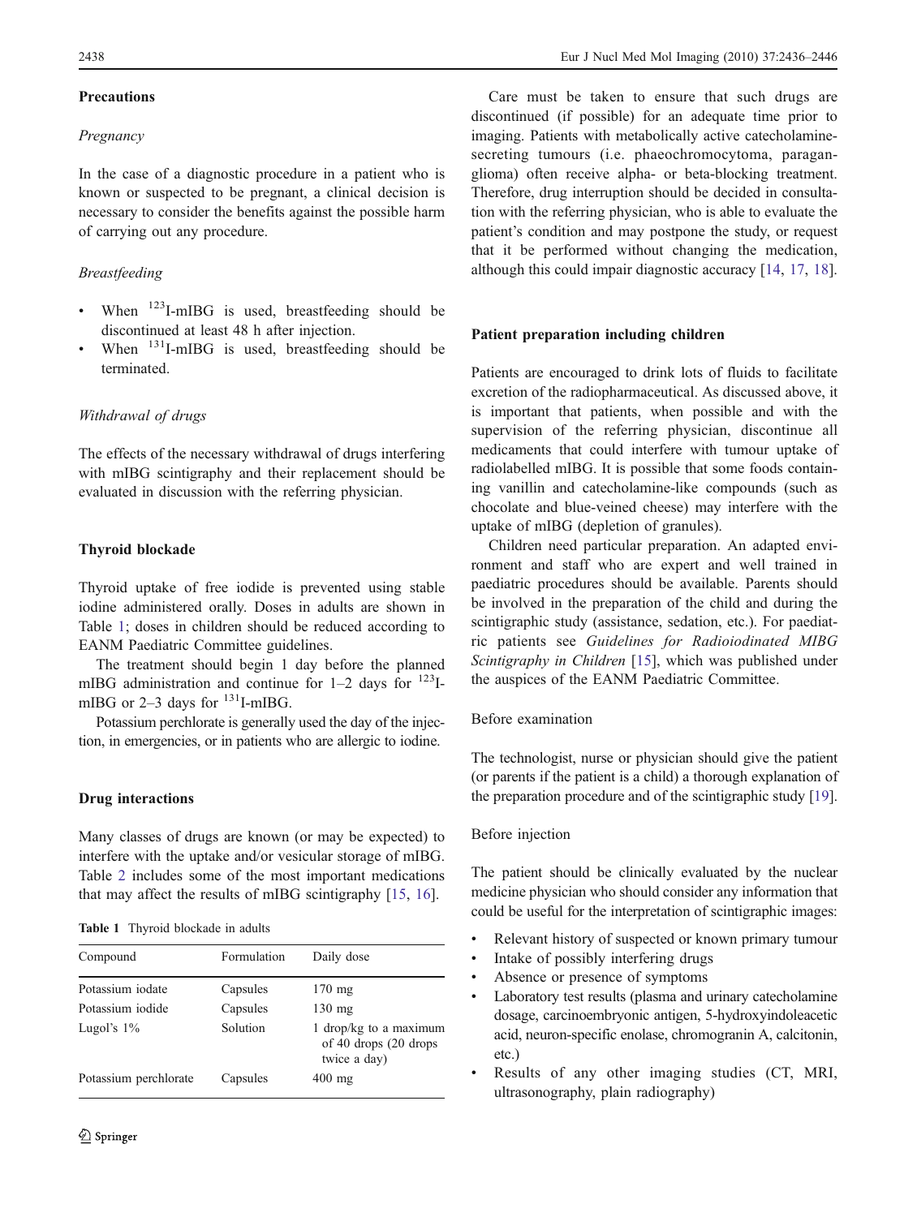## Precautions

### *Pregnancy*

In the case of a diagnostic procedure in a patient who is known or suspected to be pregnant, a clinical decision is necessary to consider the benefits against the possible harm of carrying out any procedure.

### *Breastfeeding*

- When $^{123}$I-mIBG is used, breastfeeding should be discontinued at least 48 h after injection.
- When $^{131}$I-mIBG is used, breastfeeding should be terminated.

### *Withdrawal of drugs*

The effects of the necessary withdrawal of drugs interfering with mIBG scintigraphy and their replacement should be evaluated in discussion with the referring physician.

## Thyroid blockade

Thyroid uptake of free iodide is prevented using stable iodine administered orally. Doses in adults are shown in Table 1; doses in children should be reduced according to EANM Paediatric Committee guidelines.

The treatment should begin 1 day before the planned mIBG administration and continue for 1–2 days for $^{123}$I-mIBG or 2–3 days for $^{131}$I-mIBG.

Potassium perchlorate is generally used the day of the injection, in emergencies, or in patients who are allergic to iodine.

## Drug interactions

Many classes of drugs are known (or may be expected) to interfere with the uptake and/or vesicular storage of mIBG. Table 2 includes some of the most important medications that may affect the results of mIBG scintigraphy [15, 16].

**Table 1** Thyroid blockade in adults

| Compound | Formulation | Daily dose |
|---|---|---|
| Potassium iodate | Capsules | 170 mg |
| Potassium iodide | Capsules | 130 mg |
| Lugol's 1% | Solution | 1 drop/kg to a maximum of 40 drops (20 drops twice a day) |
| Potassium perchlorate | Capsules | 400 mg |

Care must be taken to ensure that such drugs are discontinued (if possible) for an adequate time prior to imaging. Patients with metabolically active catecholamine-secreting tumours (i.e. phaeochromocytoma, paraganglioma) often receive alpha- or beta-blocking treatment. Therefore, drug interruption should be decided in consultation with the referring physician, who is able to evaluate the patient's condition and may postpone the study, or request that it be performed without changing the medication, although this could impair diagnostic accuracy [14, 17, 18].

## Patient preparation including children

Patients are encouraged to drink lots of fluids to facilitate excretion of the radiopharmaceutical. As discussed above, it is important that patients, when possible and with the supervision of the referring physician, discontinue all medicaments that could interfere with tumour uptake of radiolabelled mIBG. It is possible that some foods containing vanillin and catecholamine-like compounds (such as chocolate and blue-veined cheese) may interfere with the uptake of mIBG (depletion of granules).

Children need particular preparation. An adapted environment and staff who are expert and well trained in paediatric procedures should be available. Parents should be involved in the preparation of the child and during the scintigraphic study (assistance, sedation, etc.). For paediatric patients see *Guidelines for Radioiodinated MIBG Scintigraphy in Children* [15], which was published under the auspices of the EANM Paediatric Committee.

### Before examination

The technologist, nurse or physician should give the patient (or parents if the patient is a child) a thorough explanation of the preparation procedure and of the scintigraphic study [19].

### Before injection

The patient should be clinically evaluated by the nuclear medicine physician who should consider any information that could be useful for the interpretation of scintigraphic images:

- Relevant history of suspected or known primary tumour
- Intake of possibly interfering drugs
- Absence or presence of symptoms
- Laboratory test results (plasma and urinary catecholamine dosage, carcinoembryonic antigen, 5-hydroxyindoleacetic acid, neuron-specific enolase, chromogranin A, calcitonin, etc.)
- Results of any other imaging studies (CT, MRI, ultrasonography, plain radiography)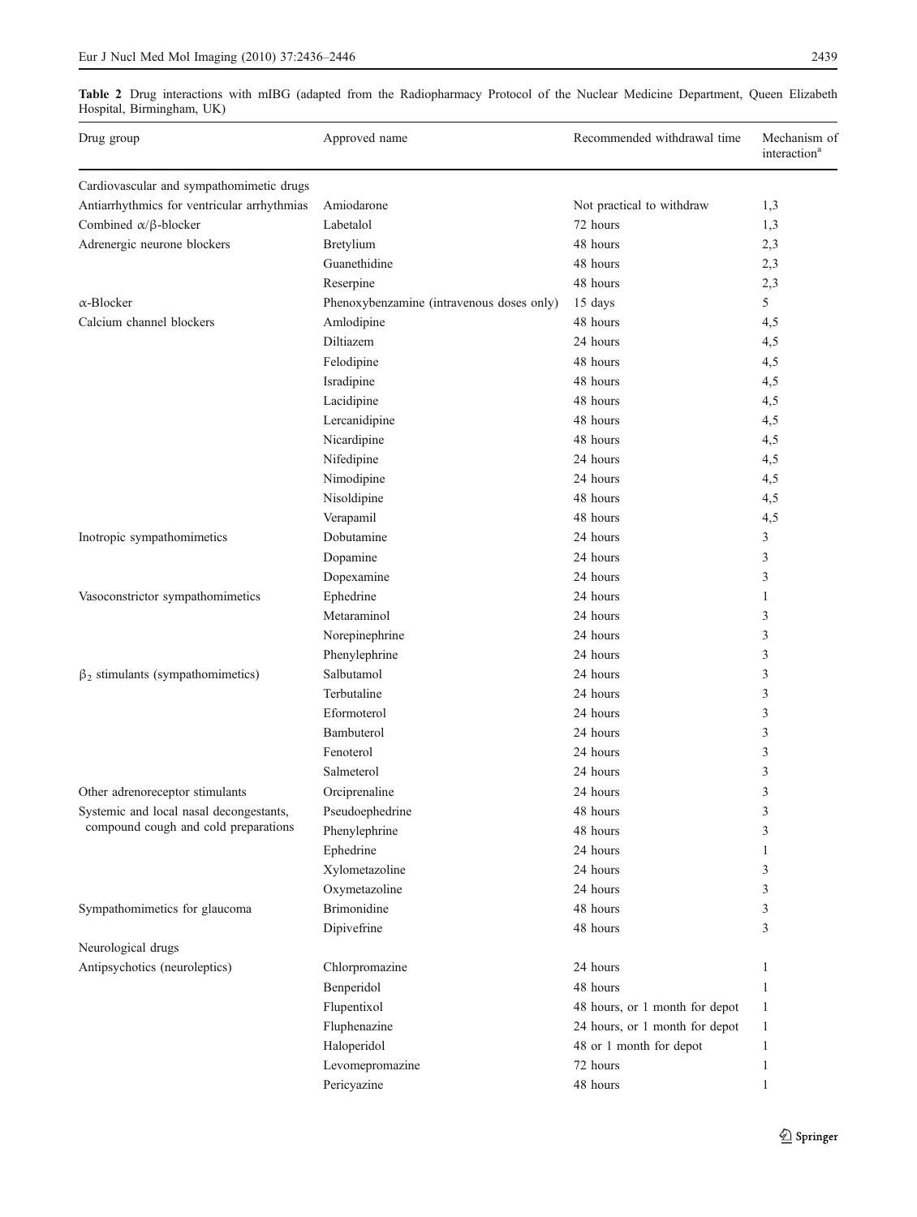**Table 2** Drug interactions with mIBG (adapted from the Radiopharmacy Protocol of the Nuclear Medicine Department, Queen Elizabeth Hospital, Birmingham, UK)

| Drug group | Approved name | Recommended withdrawal time | Mechanism of interaction[a] |
|---|---|---|---|
| Cardiovascular and sympathomimetic drugs | | | |
| Antiarrhythmics for ventricular arrhythmias | Amiodarone | Not practical to withdraw | 1,3 |
| Combined α/β-blocker | Labetalol | 72 hours | 1,3 |
| Adrenergic neurone blockers | Bretylium | 48 hours | 2,3 |
| | Guanethidine | 48 hours | 2,3 |
| | Reserpine | 48 hours | 2,3 |
| α-Blocker | Phenoxybenzamine (intravenous doses only) | 15 days | 5 |
| Calcium channel blockers | Amlodipine | 48 hours | 4,5 |
| | Diltiazem | 24 hours | 4,5 |
| | Felodipine | 48 hours | 4,5 |
| | Isradipine | 48 hours | 4,5 |
| | Lacidipine | 48 hours | 4,5 |
| | Lercanidipine | 48 hours | 4,5 |
| | Nicardipine | 48 hours | 4,5 |
| | Nifedipine | 24 hours | 4,5 |
| | Nimodipine | 24 hours | 4,5 |
| | Nisoldipine | 48 hours | 4,5 |
| | Verapamil | 48 hours | 4,5 |
| Inotropic sympathomimetics | Dobutamine | 24 hours | 3 |
| | Dopamine | 24 hours | 3 |
| | Dopexamine | 24 hours | 3 |
| Vasoconstrictor sympathomimetics | Ephedrine | 24 hours | 1 |
| | Metaraminol | 24 hours | 3 |
| | Norepinephrine | 24 hours | 3 |
| | Phenylephrine | 24 hours | 3 |
| $\beta_2$ stimulants (sympathomimetics) | Salbutamol | 24 hours | 3 |
| | Terbutaline | 24 hours | 3 |
| | Eformoterol | 24 hours | 3 |
| | Bambuterol | 24 hours | 3 |
| | Fenoterol | 24 hours | 3 |
| | Salmeterol | 24 hours | 3 |
| Other adrenoreceptor stimulants | Orciprenaline | 24 hours | 3 |
| Systemic and local nasal decongestants, compound cough and cold preparations | Pseudoephedrine | 48 hours | 3 |
| | Phenylephrine | 48 hours | 3 |
| | Ephedrine | 24 hours | 1 |
| | Xylometazoline | 24 hours | 3 |
| | Oxymetazoline | 24 hours | 3 |
| Sympathomimetics for glaucoma | Brimonidine | 48 hours | 3 |
| | Dipivefrine | 48 hours | 3 |
| Neurological drugs | | | |
| Antipsychotics (neuroleptics) | Chlorpromazine | 24 hours | 1 |
| | Benperidol | 48 hours | 1 |
| | Flupentixol | 48 hours, or 1 month for depot | 1 |
| | Fluphenazine | 24 hours, or 1 month for depot | 1 |
| | Haloperidol | 48 or 1 month for depot | 1 |
| | Levomepromazine | 72 hours | 1 |
| | Pericyazine | 48 hours | 1 |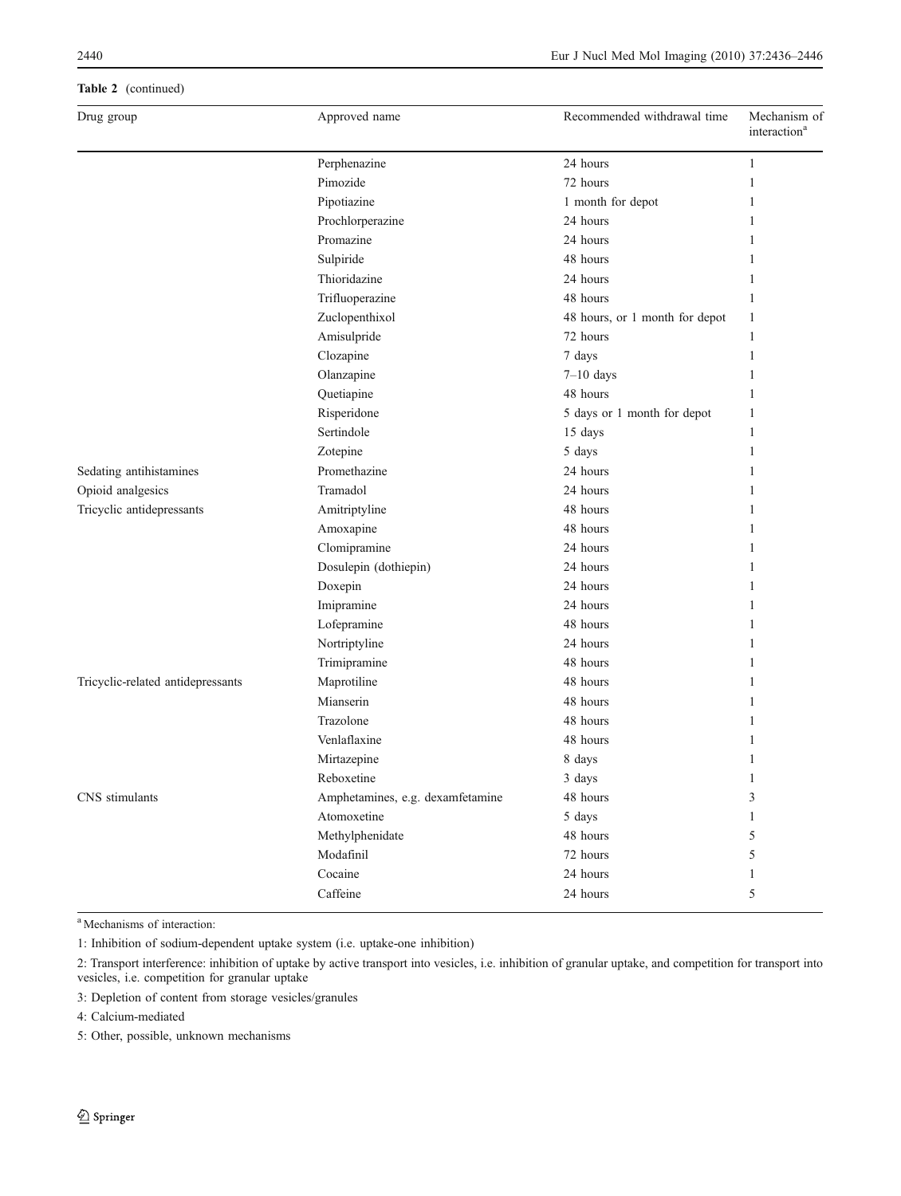**Table 2** (continued)

| Drug group | Approved name | Recommended withdrawal time | Mechanism of interaction[a] |
|---|---|---|---|
| | Perphenazine | 24 hours | 1 |
| | Pimozide | 72 hours | 1 |
| | Pipotiazine | 1 month for depot | 1 |
| | Prochlorperazine | 24 hours | 1 |
| | Promazine | 24 hours | 1 |
| | Sulpiride | 48 hours | 1 |
| | Thioridazine | 24 hours | 1 |
| | Trifluoperazine | 48 hours | 1 |
| | Zuclopenthixol | 48 hours, or 1 month for depot | 1 |
| | Amisulpride | 72 hours | 1 |
| | Clozapine | 7 days | 1 |
| | Olanzapine | 7–10 days | 1 |
| | Quetiapine | 48 hours | 1 |
| | Risperidone | 5 days or 1 month for depot | 1 |
| | Sertindole | 15 days | 1 |
| | Zotepine | 5 days | 1 |
| Sedating antihistamines | Promethazine | 24 hours | 1 |
| Opioid analgesics | Tramadol | 24 hours | 1 |
| Tricyclic antidepressants | Amitriptyline | 48 hours | 1 |
| | Amoxapine | 48 hours | 1 |
| | Clomipramine | 24 hours | 1 |
| | Dosulepin (dothiepin) | 24 hours | 1 |
| | Doxepin | 24 hours | 1 |
| | Imipramine | 24 hours | 1 |
| | Lofepramine | 48 hours | 1 |
| | Nortriptyline | 24 hours | 1 |
| | Trimipramine | 48 hours | 1 |
| Tricyclic-related antidepressants | Maprotiline | 48 hours | 1 |
| | Mianserin | 48 hours | 1 |
| | Trazolone | 48 hours | 1 |
| | Venlaflaxine | 48 hours | 1 |
| | Mirtazepine | 8 days | 1 |
| | Reboxetine | 3 days | 1 |
| CNS stimulants | Amphetamines, e.g. dexamfetamine | 48 hours | 3 |
| | Atomoxetine | 5 days | 1 |
| | Methylphenidate | 48 hours | 5 |
| | Modafinil | 72 hours | 5 |
| | Cocaine | 24 hours | 1 |
| | Caffeine | 24 hours | 5 |

[a] Mechanisms of interaction:

1: Inhibition of sodium-dependent uptake system (i.e. uptake-one inhibition)

2: Transport interference: inhibition of uptake by active transport into vesicles, i.e. inhibition of granular uptake, and competition for transport into vesicles, i.e. competition for granular uptake

3: Depletion of content from storage vesicles/granules

4: Calcium-mediated

5: Other, possible, unknown mechanisms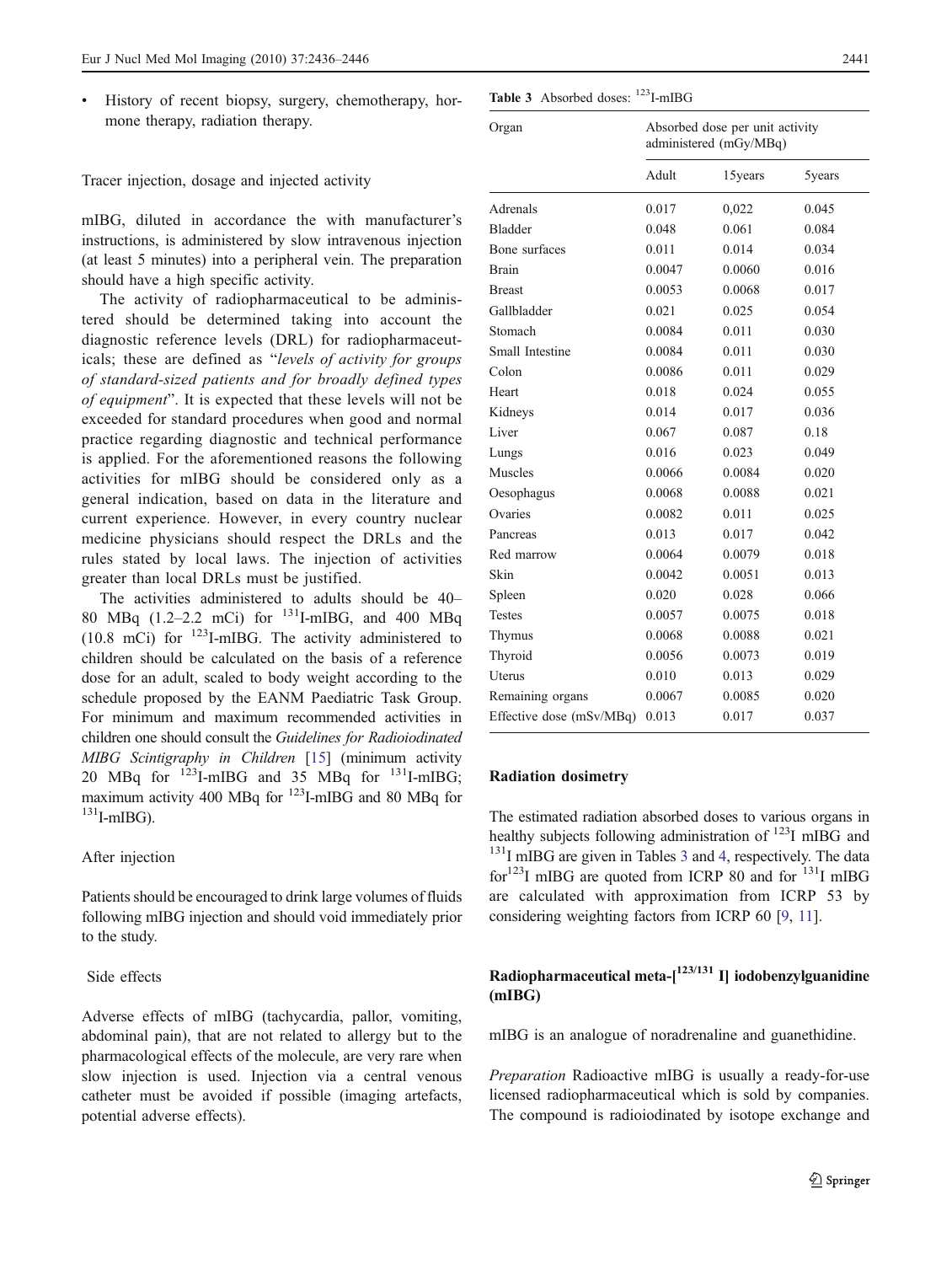- History of recent biopsy, surgery, chemotherapy, hormone therapy, radiation therapy.

### Tracer injection, dosage and injected activity

mIBG, diluted in accordance the with manufacturer's instructions, is administered by slow intravenous injection (at least 5 minutes) into a peripheral vein. The preparation should have a high specific activity.

The activity of radiopharmaceutical to be administered should be determined taking into account the diagnostic reference levels (DRL) for radiopharmaceuticals; these are defined as "*levels of activity for groups of standard-sized patients and for broadly defined types of equipment*". It is expected that these levels will not be exceeded for standard procedures when good and normal practice regarding diagnostic and technical performance is applied. For the aforementioned reasons the following activities for mIBG should be considered only as a general indication, based on data in the literature and current experience. However, in every country nuclear medicine physicians should respect the DRLs and the rules stated by local laws. The injection of activities greater than local DRLs must be justified.

The activities administered to adults should be 40–80 MBq (1.2–2.2 mCi) for $^{131}$I-mIBG, and 400 MBq (10.8 mCi) for $^{123}$I-mIBG. The activity administered to children should be calculated on the basis of a reference dose for an adult, scaled to body weight according to the schedule proposed by the EANM Paediatric Task Group. For minimum and maximum recommended activities in children one should consult the *Guidelines for Radioiodinated MIBG Scintigraphy in Children* [15] (minimum activity 20 MBq for $^{123}$I-mIBG and 35 MBq for $^{131}$I-mIBG; maximum activity 400 MBq for $^{123}$I-mIBG and 80 MBq for $^{131}$I-mIBG).

### After injection

Patients should be encouraged to drink large volumes of fluids following mIBG injection and should void immediately prior to the study.

### Side effects

Adverse effects of mIBG (tachycardia, pallor, vomiting, abdominal pain), that are not related to allergy but to the pharmacological effects of the molecule, are very rare when slow injection is used. Injection via a central venous catheter must be avoided if possible (imaging artefacts, potential adverse effects).

**Table 3** Absorbed doses: $^{123}$I-mIBG

| Organ | Absorbed dose per unit activity administered (mGy/MBq) | | |
|---|---|---|---|
| | Adult | 15years | 5years |
| Adrenals | 0.017 | 0,022 | 0.045 |
| Bladder | 0.048 | 0.061 | 0.084 |
| Bone surfaces | 0.011 | 0.014 | 0.034 |
| Brain | 0.0047 | 0.0060 | 0.016 |
| Breast | 0.0053 | 0.0068 | 0.017 |
| Gallbladder | 0.021 | 0.025 | 0.054 |
| Stomach | 0.0084 | 0.011 | 0.030 |
| Small Intestine | 0.0084 | 0.011 | 0.030 |
| Colon | 0.0086 | 0.011 | 0.029 |
| Heart | 0.018 | 0.024 | 0.055 |
| Kidneys | 0.014 | 0.017 | 0.036 |
| Liver | 0.067 | 0.087 | 0.18 |
| Lungs | 0.016 | 0.023 | 0.049 |
| Muscles | 0.0066 | 0.0084 | 0.020 |
| Oesophagus | 0.0068 | 0.0088 | 0.021 |
| Ovaries | 0.0082 | 0.011 | 0.025 |
| Pancreas | 0.013 | 0.017 | 0.042 |
| Red marrow | 0.0064 | 0.0079 | 0.018 |
| Skin | 0.0042 | 0.0051 | 0.013 |
| Spleen | 0.020 | 0.028 | 0.066 |
| Testes | 0.0057 | 0.0075 | 0.018 |
| Thymus | 0.0068 | 0.0088 | 0.021 |
| Thyroid | 0.0056 | 0.0073 | 0.019 |
| Uterus | 0.010 | 0.013 | 0.029 |
| Remaining organs | 0.0067 | 0.0085 | 0.020 |
| Effective dose (mSv/MBq) | 0.013 | 0.017 | 0.037 |

## Radiation dosimetry

The estimated radiation absorbed doses to various organs in healthy subjects following administration of $^{123}$I mIBG and $^{131}$I mIBG are given in Tables 3 and 4, respectively. The data for $^{123}$I mIBG are quoted from ICRP 80 and for $^{131}$I mIBG are calculated with approximation from ICRP 53 by considering weighting factors from ICRP 60 [9, 11].

## Radiopharmaceutical meta-[$^{123/131}$ I] iodobenzylguanidine (mIBG)

mIBG is an analogue of noradrenaline and guanethidine.

*Preparation* Radioactive mIBG is usually a ready-for-use licensed radiopharmaceutical which is sold by companies. The compound is radioiodinated by isotope exchange and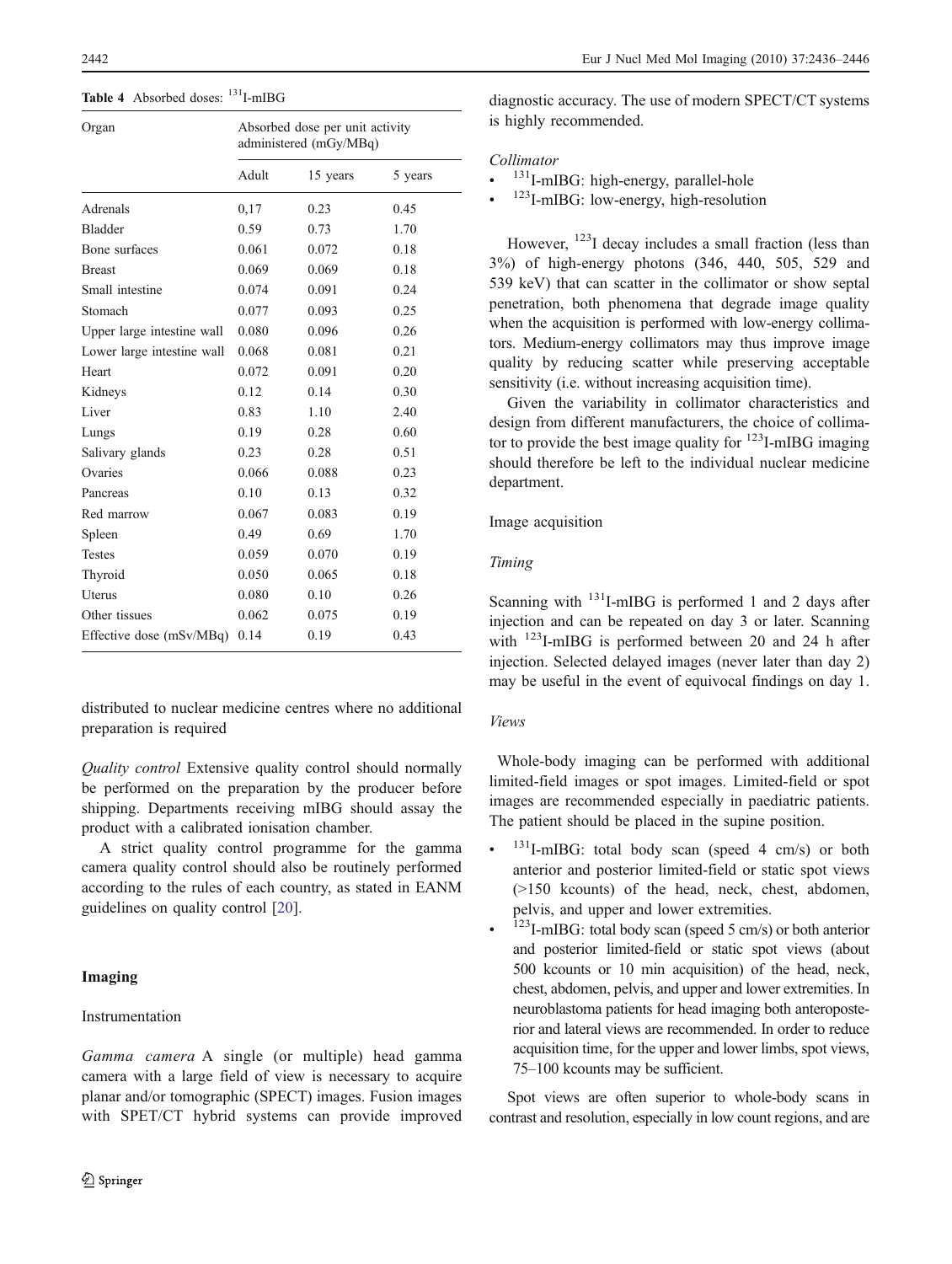**Table 4** Absorbed doses: $^{131}$I-mIBG

| Organ | Absorbed dose per unit activity administered (mGy/MBq) | | |
|---|---|---|---|
| | Adult | 15 years | 5 years |
| Adrenals | 0,17 | 0.23 | 0.45 |
| Bladder | 0.59 | 0.73 | 1.70 |
| Bone surfaces | 0.061 | 0.072 | 0.18 |
| Breast | 0.069 | 0.069 | 0.18 |
| Small intestine | 0.074 | 0.091 | 0.24 |
| Stomach | 0.077 | 0.093 | 0.25 |
| Upper large intestine wall | 0.080 | 0.096 | 0.26 |
| Lower large intestine wall | 0.068 | 0.081 | 0.21 |
| Heart | 0.072 | 0.091 | 0.20 |
| Kidneys | 0.12 | 0.14 | 0.30 |
| Liver | 0.83 | 1.10 | 2.40 |
| Lungs | 0.19 | 0.28 | 0.60 |
| Salivary glands | 0.23 | 0.28 | 0.51 |
| Ovaries | 0.066 | 0.088 | 0.23 |
| Pancreas | 0.10 | 0.13 | 0.32 |
| Red marrow | 0.067 | 0.083 | 0.19 |
| Spleen | 0.49 | 0.69 | 1.70 |
| Testes | 0.059 | 0.070 | 0.19 |
| Thyroid | 0.050 | 0.065 | 0.18 |
| Uterus | 0.080 | 0.10 | 0.26 |
| Other tissues | 0.062 | 0.075 | 0.19 |
| Effective dose (mSv/MBq) | 0.14 | 0.19 | 0.43 |

distributed to nuclear medicine centres where no additional preparation is required

*Quality control* Extensive quality control should normally be performed on the preparation by the producer before shipping. Departments receiving mIBG should assay the product with a calibrated ionisation chamber.

A strict quality control programme for the gamma camera quality control should also be routinely performed according to the rules of each country, as stated in EANM guidelines on quality control [20].

## Imaging

### Instrumentation

*Gamma camera* A single (or multiple) head gamma camera with a large field of view is necessary to acquire planar and/or tomographic (SPECT) images. Fusion images with SPET/CT hybrid systems can provide improved diagnostic accuracy. The use of modern SPECT/CT systems is highly recommended.

*Collimator*

- $^{131}$I-mIBG: high-energy, parallel-hole
- $^{123}$I-mIBG: low-energy, high-resolution

However, $^{123}$I decay includes a small fraction (less than 3%) of high-energy photons (346, 440, 505, 529 and 539 keV) that can scatter in the collimator or show septal penetration, both phenomena that degrade image quality when the acquisition is performed with low-energy collimators. Medium-energy collimators may thus improve image quality by reducing scatter while preserving acceptable sensitivity (i.e. without increasing acquisition time).

Given the variability in collimator characteristics and design from different manufacturers, the choice of collimator to provide the best image quality for $^{123}$I-mIBG imaging should therefore be left to the individual nuclear medicine department.

### Image acquisition

*Timing*

Scanning with $^{131}$I-mIBG is performed 1 and 2 days after injection and can be repeated on day 3 or later. Scanning with $^{123}$I-mIBG is performed between 20 and 24 h after injection. Selected delayed images (never later than day 2) may be useful in the event of equivocal findings on day 1.

*Views*

Whole-body imaging can be performed with additional limited-field images or spot images. Limited-field or spot images are recommended especially in paediatric patients. The patient should be placed in the supine position.

- $^{131}$I-mIBG: total body scan (speed 4 cm/s) or both anterior and posterior limited-field or static spot views (>150 kcounts) of the head, neck, chest, abdomen, pelvis, and upper and lower extremities.
- $^{123}$I-mIBG: total body scan (speed 5 cm/s) or both anterior and posterior limited-field or static spot views (about 500 kcounts or 10 min acquisition) of the head, neck, chest, abdomen, pelvis, and upper and lower extremities. In neuroblastoma patients for head imaging both anteroposterior and lateral views are recommended. In order to reduce acquisition time, for the upper and lower limbs, spot views, 75–100 kcounts may be sufficient.

Spot views are often superior to whole-body scans in contrast and resolution, especially in low count regions, and are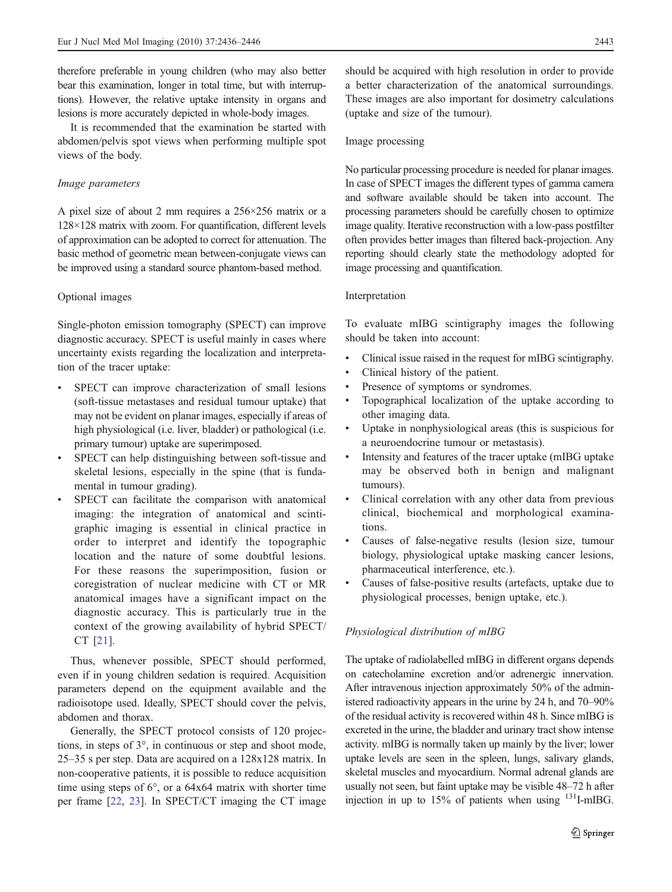therefore preferable in young children (who may also better bear this examination, longer in total time, but with interruptions). However, the relative uptake intensity in organs and lesions is more accurately depicted in whole-body images.

It is recommended that the examination be started with abdomen/pelvis spot views when performing multiple spot views of the body.

#### *Image parameters*

A pixel size of about 2 mm requires a 256×256 matrix or a 128×128 matrix with zoom. For quantification, different levels of approximation can be adopted to correct for attenuation. The basic method of geometric mean between-conjugate views can be improved using a standard source phantom-based method.

### Optional images

Single-photon emission tomography (SPECT) can improve diagnostic accuracy. SPECT is useful mainly in cases where uncertainty exists regarding the localization and interpretation of the tracer uptake:

- SPECT can improve characterization of small lesions (soft-tissue metastases and residual tumour uptake) that may not be evident on planar images, especially if areas of high physiological (i.e. liver, bladder) or pathological (i.e. primary tumour) uptake are superimposed.
- SPECT can help distinguishing between soft-tissue and skeletal lesions, especially in the spine (that is fundamental in tumour grading).
- SPECT can facilitate the comparison with anatomical imaging: the integration of anatomical and scintigraphic imaging is essential in clinical practice in order to interpret and identify the topographic location and the nature of some doubtful lesions. For these reasons the superimposition, fusion or coregistration of nuclear medicine with CT or MR anatomical images have a significant impact on the diagnostic accuracy. This is particularly true in the context of the growing availability of hybrid SPECT/CT [21].

Thus, whenever possible, SPECT should performed, even if in young children sedation is required. Acquisition parameters depend on the equipment available and the radioisotope used. Ideally, SPECT should cover the pelvis, abdomen and thorax.

Generally, the SPECT protocol consists of 120 projections, in steps of 3°, in continuous or step and shoot mode, 25–35 s per step. Data are acquired on a 128x128 matrix. In non-cooperative patients, it is possible to reduce acquisition time using steps of 6°, or a 64x64 matrix with shorter time per frame [22, 23]. In SPECT/CT imaging the CT image should be acquired with high resolution in order to provide a better characterization of the anatomical surroundings. These images are also important for dosimetry calculations (uptake and size of the tumour).

### Image processing

No particular processing procedure is needed for planar images. In case of SPECT images the different types of gamma camera and software available should be taken into account. The processing parameters should be carefully chosen to optimize image quality. Iterative reconstruction with a low-pass postfilter often provides better images than filtered back-projection. Any reporting should clearly state the methodology adopted for image processing and quantification.

### Interpretation

To evaluate mIBG scintigraphy images the following should be taken into account:

- Clinical issue raised in the request for mIBG scintigraphy.
- Clinical history of the patient.
- Presence of symptoms or syndromes.
- Topographical localization of the uptake according to other imaging data.
- Uptake in nonphysiological areas (this is suspicious for a neuroendocrine tumour or metastasis).
- Intensity and features of the tracer uptake (mIBG uptake may be observed both in benign and malignant tumours).
- Clinical correlation with any other data from previous clinical, biochemical and morphological examinations.
- Causes of false-negative results (lesion size, tumour biology, physiological uptake masking cancer lesions, pharmaceutical interference, etc.).
- Causes of false-positive results (artefacts, uptake due to physiological processes, benign uptake, etc.).

#### *Physiological distribution of mIBG*

The uptake of radiolabelled mIBG in different organs depends on catecholamine excretion and/or adrenergic innervation. After intravenous injection approximately 50% of the administered radioactivity appears in the urine by 24 h, and 70–90% of the residual activity is recovered within 48 h. Since mIBG is excreted in the urine, the bladder and urinary tract show intense activity. mIBG is normally taken up mainly by the liver; lower uptake levels are seen in the spleen, lungs, salivary glands, skeletal muscles and myocardium. Normal adrenal glands are usually not seen, but faint uptake may be visible 48–72 h after injection in up to 15% of patients when using $^{131}$I-mIBG.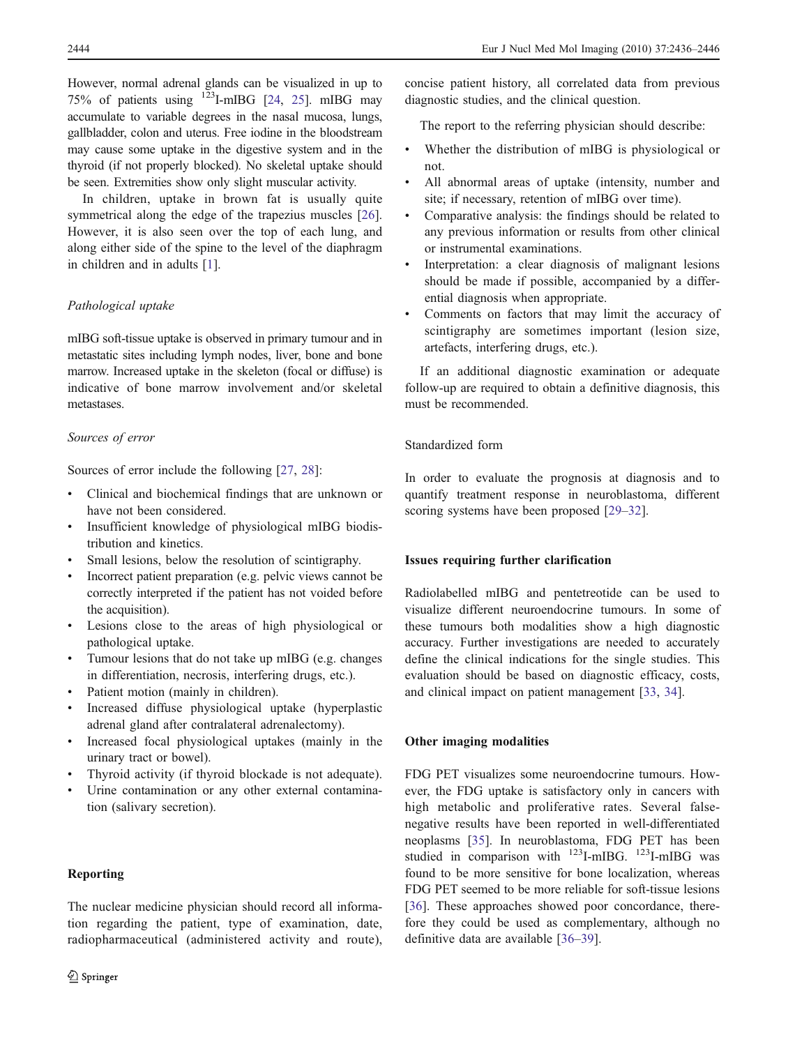However, normal adrenal glands can be visualized in up to 75% of patients using $^{123}$I-mIBG [24, 25]. mIBG may accumulate to variable degrees in the nasal mucosa, lungs, gallbladder, colon and uterus. Free iodine in the bloodstream may cause some uptake in the digestive system and in the thyroid (if not properly blocked). No skeletal uptake should be seen. Extremities show only slight muscular activity.

In children, uptake in brown fat is usually quite symmetrical along the edge of the trapezius muscles [26]. However, it is also seen over the top of each lung, and along either side of the spine to the level of the diaphragm in children and in adults [1].

*Pathological uptake*

mIBG soft-tissue uptake is observed in primary tumour and in metastatic sites including lymph nodes, liver, bone and bone marrow. Increased uptake in the skeleton (focal or diffuse) is indicative of bone marrow involvement and/or skeletal metastases.

*Sources of error*

Sources of error include the following [27, 28]:

- Clinical and biochemical findings that are unknown or have not been considered.
- Insufficient knowledge of physiological mIBG biodistribution and kinetics.
- Small lesions, below the resolution of scintigraphy.
- Incorrect patient preparation (e.g. pelvic views cannot be correctly interpreted if the patient has not voided before the acquisition).
- Lesions close to the areas of high physiological or pathological uptake.
- Tumour lesions that do not take up mIBG (e.g. changes in differentiation, necrosis, interfering drugs, etc.).
- Patient motion (mainly in children).
- Increased diffuse physiological uptake (hyperplastic adrenal gland after contralateral adrenalectomy).
- Increased focal physiological uptakes (mainly in the urinary tract or bowel).
- Thyroid activity (if thyroid blockade is not adequate).
- Urine contamination or any other external contamination (salivary secretion).

## Reporting

The nuclear medicine physician should record all information regarding the patient, type of examination, date, radiopharmaceutical (administered activity and route), concise patient history, all correlated data from previous diagnostic studies, and the clinical question.

The report to the referring physician should describe:

- Whether the distribution of mIBG is physiological or not.
- All abnormal areas of uptake (intensity, number and site; if necessary, retention of mIBG over time).
- Comparative analysis: the findings should be related to any previous information or results from other clinical or instrumental examinations.
- Interpretation: a clear diagnosis of malignant lesions should be made if possible, accompanied by a differential diagnosis when appropriate.
- Comments on factors that may limit the accuracy of scintigraphy are sometimes important (lesion size, artefacts, interfering drugs, etc.).

If an additional diagnostic examination or adequate follow-up are required to obtain a definitive diagnosis, this must be recommended.

Standardized form

In order to evaluate the prognosis at diagnosis and to quantify treatment response in neuroblastoma, different scoring systems have been proposed [29–32].

## Issues requiring further clarification

Radiolabelled mIBG and pentetreotide can be used to visualize different neuroendocrine tumours. In some of these tumours both modalities show a high diagnostic accuracy. Further investigations are needed to accurately define the clinical indications for the single studies. This evaluation should be based on diagnostic efficacy, costs, and clinical impact on patient management [33, 34].

## Other imaging modalities

FDG PET visualizes some neuroendocrine tumours. However, the FDG uptake is satisfactory only in cancers with high metabolic and proliferative rates. Several false-negative results have been reported in well-differentiated neoplasms [35]. In neuroblastoma, FDG PET has been studied in comparison with $^{123}$I-mIBG. $^{123}$I-mIBG was found to be more sensitive for bone localization, whereas FDG PET seemed to be more reliable for soft-tissue lesions [36]. These approaches showed poor concordance, therefore they could be used as complementary, although no definitive data are available [36–39].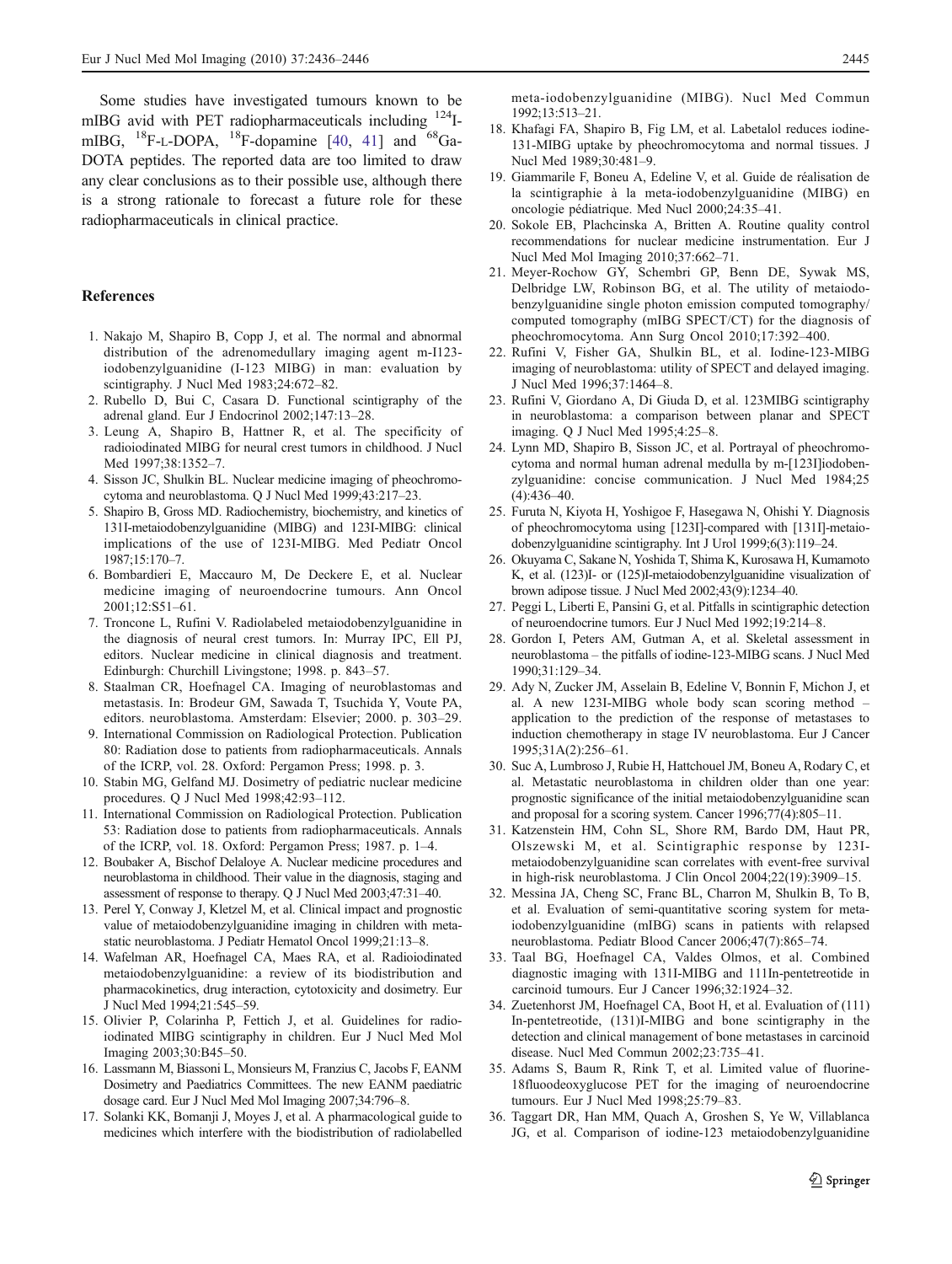Some studies have investigated tumours known to be mIBG avid with PET radiopharmaceuticals including $^{124}$I-mIBG, $^{18}$F-L-DOPA, $^{18}$F-dopamine [40, 41] and $^{68}$Ga-DOTA peptides. The reported data are too limited to draw any clear conclusions as to their possible use, although there is a strong rationale to forecast a future role for these radiopharmaceuticals in clinical practice.

## References

1. Nakajo M, Shapiro B, Copp J, et al. The normal and abnormal distribution of the adrenomedullary imaging agent m-I123-iodobenzylguanidine (I-123 MIBG) in man: evaluation by scintigraphy. J Nucl Med 1983;24:672–82.
2. Rubello D, Bui C, Casara D. Functional scintigraphy of the adrenal gland. Eur J Endocrinol 2002;147:13–28.
3. Leung A, Shapiro B, Hattner R, et al. The specificity of radioiodinated MIBG for neural crest tumors in childhood. J Nucl Med 1997;38:1352–7.
4. Sisson JC, Shulkin BL. Nuclear medicine imaging of pheochromocytoma and neuroblastoma. Q J Nucl Med 1999;43:217–23.
5. Shapiro B, Gross MD. Radiochemistry, biochemistry, and kinetics of 131I-metaiodobenzylguanidine (MIBG) and 123I-MIBG: clinical implications of the use of 123I-MIBG. Med Pediatr Oncol 1987;15:170–7.
6. Bombardieri E, Maccauro M, De Deckere E, et al. Nuclear medicine imaging of neuroendocrine tumours. Ann Oncol 2001;12:S51–61.
7. Troncone L, Rufini V. Radiolabeled metaiodobenzylguanidine in the diagnosis of neural crest tumors. In: Murray IPC, Ell PJ, editors. Nuclear medicine in clinical diagnosis and treatment. Edinburgh: Churchill Livingstone; 1998. p. 843–57.
8. Staalman CR, Hoefnagel CA. Imaging of neuroblastomas and metastasis. In: Brodeur GM, Sawada T, Tsuchida Y, Voute PA, editors. neuroblastoma. Amsterdam: Elsevier; 2000. p. 303–29.
9. International Commission on Radiological Protection. Publication 80: Radiation dose to patients from radiopharmaceuticals. Annals of the ICRP, vol. 28. Oxford: Pergamon Press; 1998. p. 3.
10. Stabin MG, Gelfand MJ. Dosimetry of pediatric nuclear medicine procedures. Q J Nucl Med 1998;42:93–112.
11. International Commission on Radiological Protection. Publication 53: Radiation dose to patients from radiopharmaceuticals. Annals of the ICRP, vol. 18. Oxford: Pergamon Press; 1987. p. 1–4.
12. Boubaker A, Bischof Delaloye A. Nuclear medicine procedures and neuroblastoma in childhood. Their value in the diagnosis, staging and assessment of response to therapy. Q J Nucl Med 2003;47:31–40.
13. Perel Y, Conway J, Kletzel M, et al. Clinical impact and prognostic value of metaiodobenzylguanidine imaging in children with metastatic neuroblastoma. J Pediatr Hematol Oncol 1999;21:13–8.
14. Wafelman AR, Hoefnagel CA, Maes RA, et al. Radioiodinated metaiodobenzylguanidine: a review of its biodistribution and pharmacokinetics, drug interaction, cytotoxicity and dosimetry. Eur J Nucl Med 1994;21:545–59.
15. Olivier P, Colarinha P, Fettich J, et al. Guidelines for radioiodinated MIBG scintigraphy in children. Eur J Nucl Med Mol Imaging 2003;30:B45–50.
16. Lassmann M, Biassoni L, Monsieurs M, Franzius C, Jacobs F, EANM Dosimetry and Paediatrics Committees. The new EANM paediatric dosage card. Eur J Nucl Med Mol Imaging 2007;34:796–8.
17. Solanki KK, Bomanji J, Moyes J, et al. A pharmacological guide to medicines which interfere with the biodistribution of radiolabelled meta-iodobenzylguanidine (MIBG). Nucl Med Commun 1992;13:513–21.
18. Khafagi FA, Shapiro B, Fig LM, et al. Labetalol reduces iodine-131-MIBG uptake by pheochromocytoma and normal tissues. J Nucl Med 1989;30:481–9.
19. Giammarile F, Boneu A, Edeline V, et al. Guide de réalisation de la scintigraphie à la meta-iodobenzylguanidine (MIBG) en oncologie pédiatrique. Med Nucl 2000;24:35–41.
20. Sokole EB, Plachcinska A, Britten A. Routine quality control recommendations for nuclear medicine instrumentation. Eur J Nucl Med Mol Imaging 2010;37:662–71.
21. Meyer-Rochow GY, Schembri GP, Benn DE, Sywak MS, Delbridge LW, Robinson BG, et al. The utility of metaiodobenzylguanidine single photon emission computed tomography/computed tomography (mIBG SPECT/CT) for the diagnosis of pheochromocytoma. Ann Surg Oncol 2010;17:392–400.
22. Rufini V, Fisher GA, Shulkin BL, et al. Iodine-123-MIBG imaging of neuroblastoma: utility of SPECT and delayed imaging. J Nucl Med 1996;37:1464–8.
23. Rufini V, Giordano A, Di Giuda D, et al. 123MIBG scintigraphy in neuroblastoma: a comparison between planar and SPECT imaging. Q J Nucl Med 1995;4:25–8.
24. Lynn MD, Shapiro B, Sisson JC, et al. Portrayal of pheochromocytoma and normal human adrenal medulla by m-[123I]iodobenzylguanidine: concise communication. J Nucl Med 1984;25(4):436–40.
25. Furuta N, Kiyota H, Yoshigoe F, Hasegawa N, Ohishi Y. Diagnosis of pheochromocytoma using [123I]-compared with [131I]-metaiodobenzylguanidine scintigraphy. Int J Urol 1999;6(3):119–24.
26. Okuyama C, Sakane N, Yoshida T, Shima K, Kurosawa H, Kumamoto K, et al. (123)I- or (125)I-metaiodobenzylguanidine visualization of brown adipose tissue. J Nucl Med 2002;43(9):1234–40.
27. Peggi L, Liberti E, Pansini G, et al. Pitfalls in scintigraphic detection of neuroendocrine tumors. Eur J Nucl Med 1992;19:214–8.
28. Gordon I, Peters AM, Gutman A, et al. Skeletal assessment in neuroblastoma – the pitfalls of iodine-123-MIBG scans. J Nucl Med 1990;31:129–34.
29. Ady N, Zucker JM, Asselain B, Edeline V, Bonnin F, Michon J, et al. A new 123I-MIBG whole body scan scoring method – application to the prediction of the response of metastases to induction chemotherapy in stage IV neuroblastoma. Eur J Cancer 1995;31A(2):256–61.
30. Suc A, Lumbroso J, Rubie H, Hattchouel JM, Boneu A, Rodary C, et al. Metastatic neuroblastoma in children older than one year: prognostic significance of the initial metaiodobenzylguanidine scan and proposal for a scoring system. Cancer 1996;77(4):805–11.
31. Katzenstein HM, Cohn SL, Shore RM, Bardo DM, Haut PR, Olszewski M, et al. Scintigraphic response by 123I-metaiodobenzylguanidine scan correlates with event-free survival in high-risk neuroblastoma. J Clin Oncol 2004;22(19):3909–15.
32. Messina JA, Cheng SC, Franc BL, Charron M, Shulkin B, To B, et al. Evaluation of semi-quantitative scoring system for metaiodobenzylguanidine (mIBG) scans in patients with relapsed neuroblastoma. Pediatr Blood Cancer 2006;47(7):865–74.
33. Taal BG, Hoefnagel CA, Valdes Olmos, et al. Combined diagnostic imaging with 131I-MIBG and 111In-pentetreotide in carcinoid tumours. Eur J Cancer 1996;32:1924–32.
34. Zuetenhorst JM, Hoefnagel CA, Boot H, et al. Evaluation of (111) In-pentetreotide, (131)I-MIBG and bone scintigraphy in the detection and clinical management of bone metastases in carcinoid disease. Nucl Med Commun 2002;23:735–41.
35. Adams S, Baum R, Rink T, et al. Limited value of fluorine-18fluoodeoxyglucose PET for the imaging of neuroendocrine tumours. Eur J Nucl Med 1998;25:79–83.
36. Taggart DR, Han MM, Quach A, Groshen S, Ye W, Villablanca JG, et al. Comparison of iodine-123 metaiodobenzylguanidine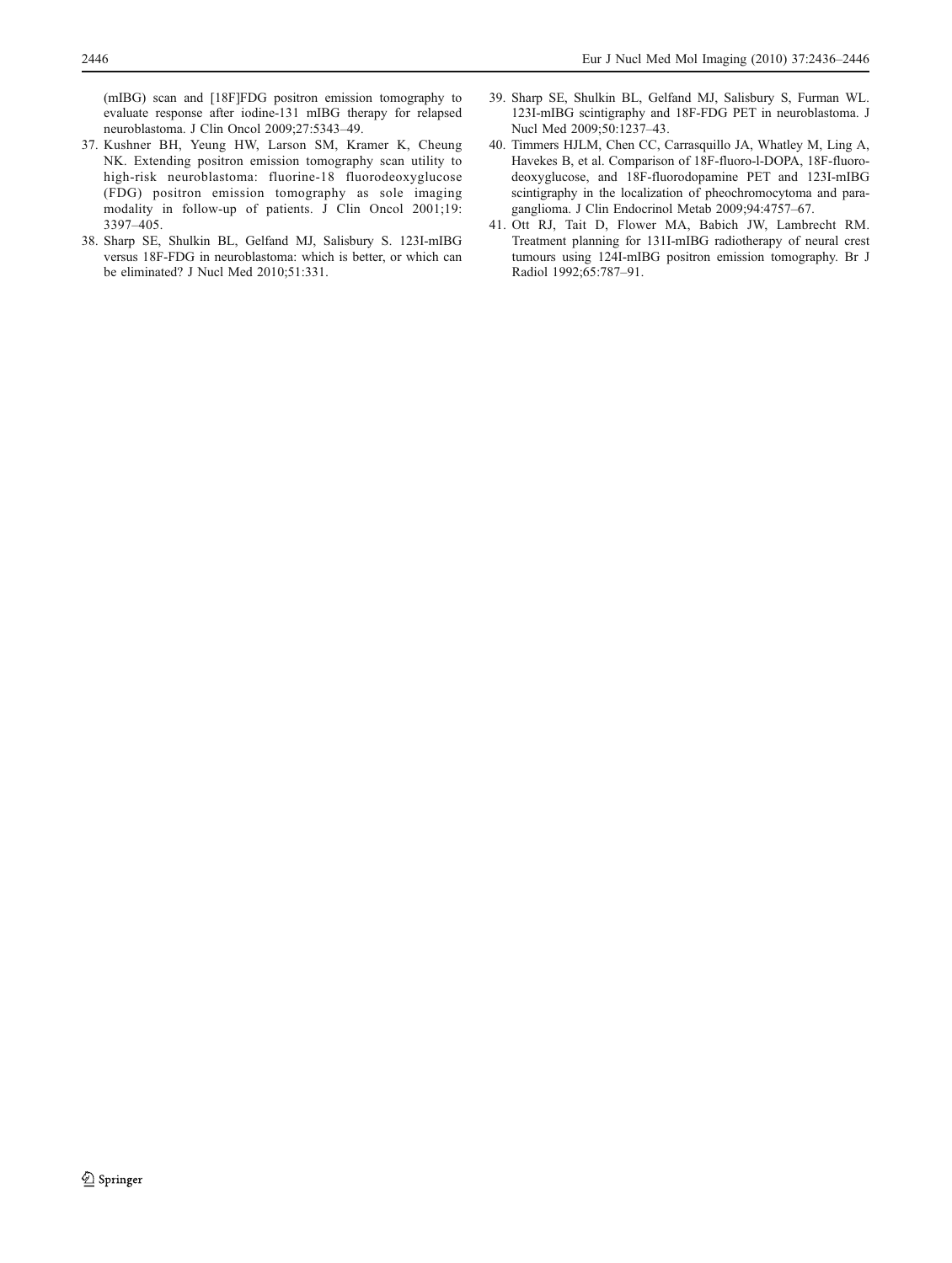(mIBG) scan and [18F]FDG positron emission tomography to evaluate response after iodine-131 mIBG therapy for relapsed neuroblastoma. J Clin Oncol 2009;27:5343–49.

37. Kushner BH, Yeung HW, Larson SM, Kramer K, Cheung NK. Extending positron emission tomography scan utility to high-risk neuroblastoma: fluorine-18 fluorodeoxyglucose (FDG) positron emission tomography as sole imaging modality in follow-up of patients. J Clin Oncol 2001;19: 3397–405.
38. Sharp SE, Shulkin BL, Gelfand MJ, Salisbury S. 123I-mIBG versus 18F-FDG in neuroblastoma: which is better, or which can be eliminated? J Nucl Med 2010;51:331.
39. Sharp SE, Shulkin BL, Gelfand MJ, Salisbury S, Furman WL. 123I-mIBG scintigraphy and 18F-FDG PET in neuroblastoma. J Nucl Med 2009;50:1237–43.
40. Timmers HJLM, Chen CC, Carrasquillo JA, Whatley M, Ling A, Havekes B, et al. Comparison of 18F-fluoro-l-DOPA, 18F-fluorodeoxyglucose, and 18F-fluorodopamine PET and 123I-mIBG scintigraphy in the localization of pheochromocytoma and paraganglioma. J Clin Endocrinol Metab 2009;94:4757–67.
41. Ott RJ, Tait D, Flower MA, Babich JW, Lambrecht RM. Treatment planning for 131I-mIBG radiotherapy of neural crest tumours using 124I-mIBG positron emission tomography. Br J Radiol 1992;65:787–91.